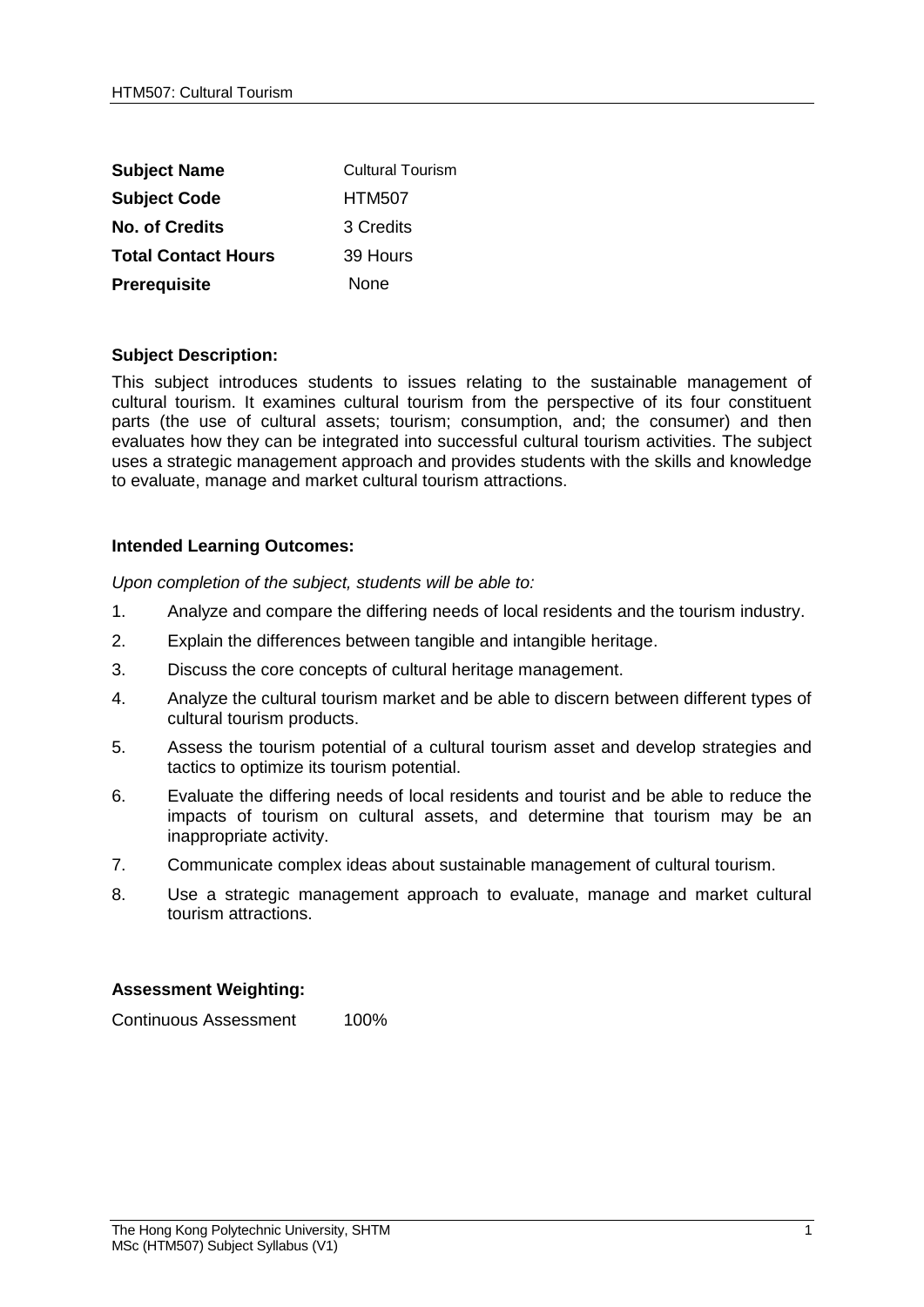| **Subject Name** | Cultural Tourism |
| --- | --- |
| **Subject Code** | HTM507 |
| **No. of Credits** | 3 Credits |
| **Total Contact Hours** | 39 Hours |
| **Prerequisite** | None |

**Subject Description:**

This subject introduces students to issues relating to the sustainable management of cultural tourism. It examines cultural tourism from the perspective of its four constituent parts (the use of cultural assets; tourism; consumption, and; the consumer) and then evaluates how they can be integrated into successful cultural tourism activities. The subject uses a strategic management approach and provides students with the skills and knowledge to evaluate, manage and market cultural tourism attractions.

**Intended Learning Outcomes:**

*Upon completion of the subject, students will be able to:*

1. Analyze and compare the differing needs of local residents and the tourism industry.
2. Explain the differences between tangible and intangible heritage.
3. Discuss the core concepts of cultural heritage management.
4. Analyze the cultural tourism market and be able to discern between different types of cultural tourism products.
5. Assess the tourism potential of a cultural tourism asset and develop strategies and tactics to optimize its tourism potential.
6. Evaluate the differing needs of local residents and tourist and be able to reduce the impacts of tourism on cultural assets, and determine that tourism may be an inappropriate activity.
7. Communicate complex ideas about sustainable management of cultural tourism.
8. Use a strategic management approach to evaluate, manage and market cultural tourism attractions.

**Assessment Weighting:**

Continuous Assessment 100%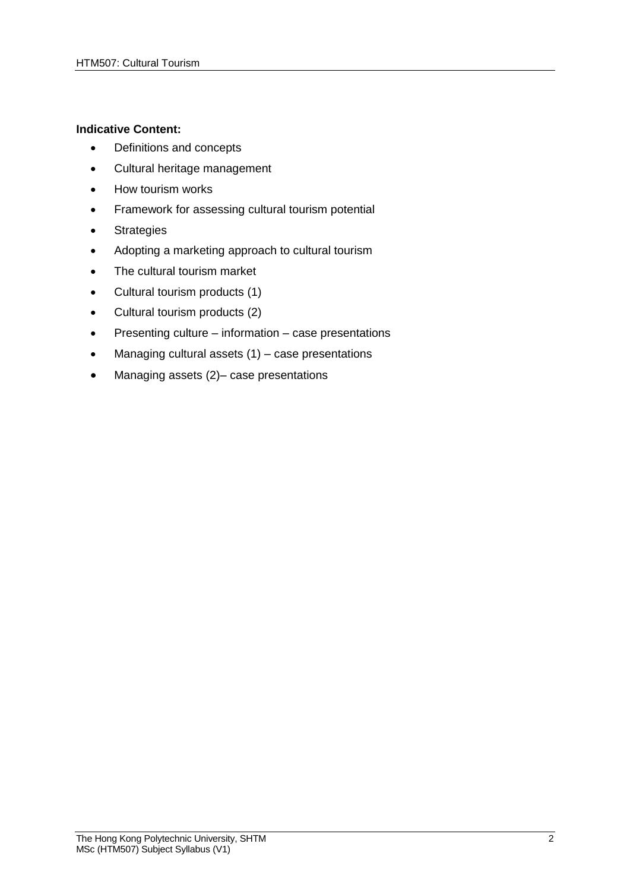**Indicative Content:**

- Definitions and concepts
- Cultural heritage management
- How tourism works
- Framework for assessing cultural tourism potential
- Strategies
- Adopting a marketing approach to cultural tourism
- The cultural tourism market
- Cultural tourism products (1)
- Cultural tourism products (2)
- Presenting culture – information – case presentations
- Managing cultural assets (1) – case presentations
- Managing assets (2)– case presentations